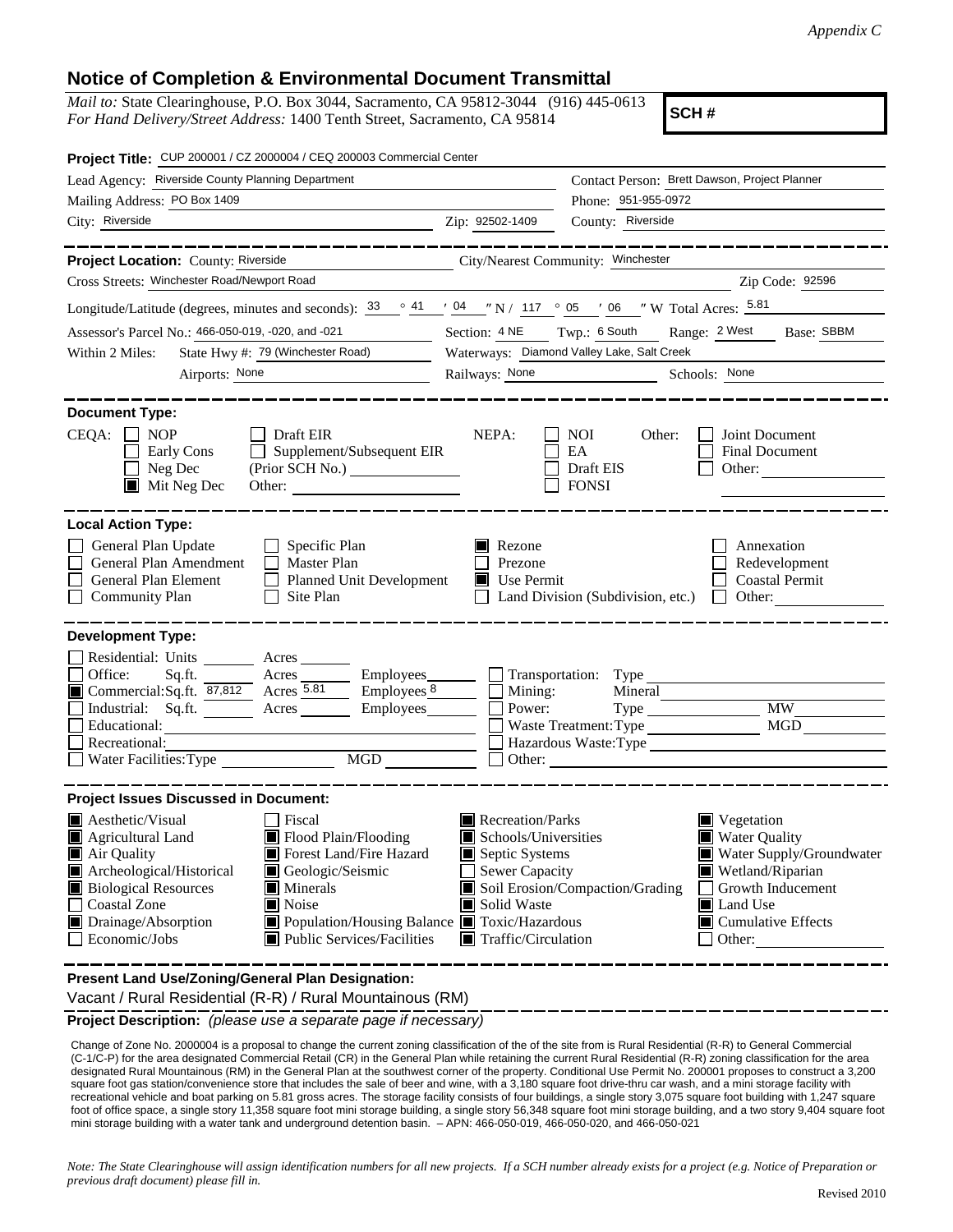*Appendix C*

# Notice of Completion & Environmental Document Transmittal

*Mail to:* State Clearinghouse, P.O. Box 3044, Sacramento, CA 95812-3044 (916) 445-0613
*For Hand Delivery/Street Address:* 1400 Tenth Street, Sacramento, CA 95814

**SCH #**

**Project Title:** CUP 200001 / CZ 2000004 / CEQ 200003 Commercial Center

Lead Agency: Riverside County Planning Department
Contact Person: Brett Dawson, Project Planner
Mailing Address: PO Box 1409
Phone: 951-955-0972
City: Riverside
Zip: 92502-1409
County: Riverside

---

**Project Location:** County: Riverside
City/Nearest Community: Winchester
Cross Streets: Winchester Road/Newport Road
Zip Code: 92596

Longitude/Latitude (degrees, minutes and seconds): 33 ° 41 ′ 04 ″ N / 117 ° 05 ′ 06 ″ W Total Acres: 5.81

Assessor's Parcel No.: 466-050-019, -020, and -021
Section: 4 NE Twp.: 6 South Range: 2 West Base: SBBM

Within 2 Miles: State Hwy #: 79 (Winchester Road)
Waterways: Diamond Valley Lake, Salt Creek
Airports: None
Railways: None
Schools: None

---

**Document Type:**

CEQA: ☐ NOP ☐ Early Cons ☐ Neg Dec ☒ Mit Neg Dec ☐ Draft EIR ☐ Supplement/Subsequent EIR (Prior SCH No.) ______ Other: ______

NEPA: ☐ NOI ☐ EA ☐ Draft EIS ☐ FONSI

Other: ☐ Joint Document ☐ Final Document ☐ Other: ______

---

**Local Action Type:**

☐ General Plan Update ☐ General Plan Amendment ☐ General Plan Element ☐ Community Plan
☐ Specific Plan ☐ Master Plan ☐ Planned Unit Development ☐ Site Plan
☒ Rezone ☐ Prezone ☒ Use Permit ☐ Land Division (Subdivision, etc.)
☐ Annexation ☐ Redevelopment ☐ Coastal Permit ☐ Other: ______

---

**Development Type:**

☐ Residential: Units ______ Acres ______
☐ Office: Sq.ft. ______ Acres ______ Employees ______
☒ Commercial: Sq.ft. 87,812 Acres 5.81 Employees 8
☐ Industrial: Sq.ft. ______ Acres ______ Employees ______
☐ Educational: ______
☐ Recreational: ______
☐ Water Facilities: Type ______ MGD ______
☐ Transportation: Type ______
☐ Mining: Mineral ______
☐ Power: Type ______ MW ______
☐ Waste Treatment: Type ______ MGD ______
☐ Hazardous Waste: Type ______
☐ Other: ______

---

**Project Issues Discussed in Document:**

☒ Aesthetic/Visual
☒ Agricultural Land
☒ Air Quality
☒ Archeological/Historical
☒ Biological Resources
☐ Coastal Zone
☒ Drainage/Absorption
☐ Economic/Jobs
☐ Fiscal
☒ Flood Plain/Flooding
☒ Forest Land/Fire Hazard
☒ Geologic/Seismic
☒ Minerals
☒ Noise
☒ Population/Housing Balance
☒ Public Services/Facilities
☒ Recreation/Parks
☒ Schools/Universities
☒ Septic Systems
☐ Sewer Capacity
☒ Soil Erosion/Compaction/Grading
☒ Solid Waste
☒ Toxic/Hazardous
☒ Traffic/Circulation
☒ Vegetation
☒ Water Quality
☒ Water Supply/Groundwater
☒ Wetland/Riparian
☐ Growth Inducement
☒ Land Use
☒ Cumulative Effects
☐ Other: ______

---

**Present Land Use/Zoning/General Plan Designation:**

Vacant / Rural Residential (R-R) / Rural Mountainous (RM)

**Project Description:** *(please use a separate page if necessary)*

Change of Zone No. 2000004 is a proposal to change the current zoning classification of the of the site from is Rural Residential (R-R) to General Commercial (C-1/C-P) for the area designated Commercial Retail (CR) in the General Plan while retaining the current Rural Residential (R-R) zoning classification for the area designated Rural Mountainous (RM) in the General Plan at the southwest corner of the property. Conditional Use Permit No. 200001 proposes to construct a 3,200 square foot gas station/convenience store that includes the sale of beer and wine, with a 3,180 square foot drive-thru car wash, and a mini storage facility with recreational vehicle and boat parking on 5.81 gross acres. The storage facility consists of four buildings, a single story 3,075 square foot building with 1,247 square foot of office space, a single story 11,358 square foot mini storage building, a single story 56,348 square foot mini storage building, and a two story 9,404 square foot mini storage building with a water tank and underground detention basin. – APN: 466-050-019, 466-050-020, and 466-050-021

*Note: The State Clearinghouse will assign identification numbers for all new projects. If a SCH number already exists for a project (e.g. Notice of Preparation or previous draft document) please fill in.*

Revised 2010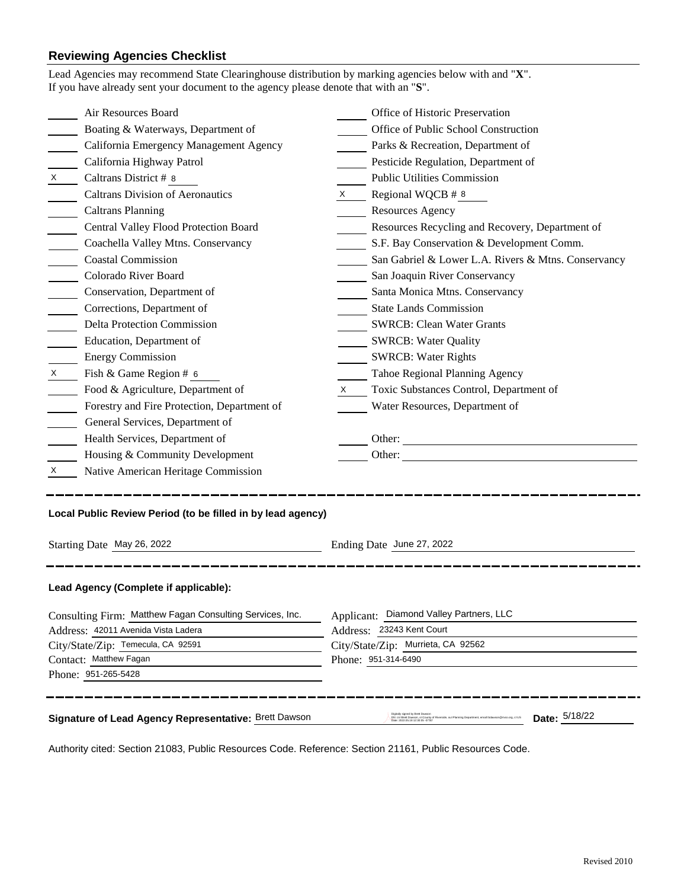## Reviewing Agencies Checklist

Lead Agencies may recommend State Clearinghouse distribution by marking agencies below with and "**X**".
If you have already sent your document to the agency please denote that with an "**S**".

| | | | |
|---|---|---|---|
| | Air Resources Board | | Office of Historic Preservation |
| | Boating & Waterways, Department of | | Office of Public School Construction |
| | California Emergency Management Agency | | Parks & Recreation, Department of |
| | California Highway Patrol | | Pesticide Regulation, Department of |
| X | Caltrans District # 8 | | Public Utilities Commission |
| | Caltrans Division of Aeronautics | X | Regional WQCB # 8 |
| | Caltrans Planning | | Resources Agency |
| | Central Valley Flood Protection Board | | Resources Recycling and Recovery, Department of |
| | Coachella Valley Mtns. Conservancy | | S.F. Bay Conservation & Development Comm. |
| | Coastal Commission | | San Gabriel & Lower L.A. Rivers & Mtns. Conservancy |
| | Colorado River Board | | San Joaquin River Conservancy |
| | Conservation, Department of | | Santa Monica Mtns. Conservancy |
| | Corrections, Department of | | State Lands Commission |
| | Delta Protection Commission | | SWRCB: Clean Water Grants |
| | Education, Department of | | SWRCB: Water Quality |
| | Energy Commission | | SWRCB: Water Rights |
| X | Fish & Game Region # 6 | | Tahoe Regional Planning Agency |
| | Food & Agriculture, Department of | X | Toxic Substances Control, Department of |
| | Forestry and Fire Protection, Department of | | Water Resources, Department of |
| | General Services, Department of | | |
| | Health Services, Department of | | Other: |
| | Housing & Community Development | | Other: |
| X | Native American Heritage Commission | | |

---

**Local Public Review Period (to be filled in by lead agency)**

Starting Date May 26, 2022 Ending Date June 27, 2022

---

**Lead Agency (Complete if applicable):**

Consulting Firm: Matthew Fagan Consulting Services, Inc.
Address: 42011 Avenida Vista Ladera
City/State/Zip: Temecula, CA 92591
Contact: Matthew Fagan
Phone: 951-265-5428

Applicant: Diamond Valley Partners, LLC
Address: 23243 Kent Court
City/State/Zip: Murrieta, CA 92562
Phone: 951-314-6490

---

**Signature of Lead Agency Representative:** Brett Dawson **Date:** 5/18/22

Authority cited: Section 21083, Public Resources Code. Reference: Section 21161, Public Resources Code.

Revised 2010